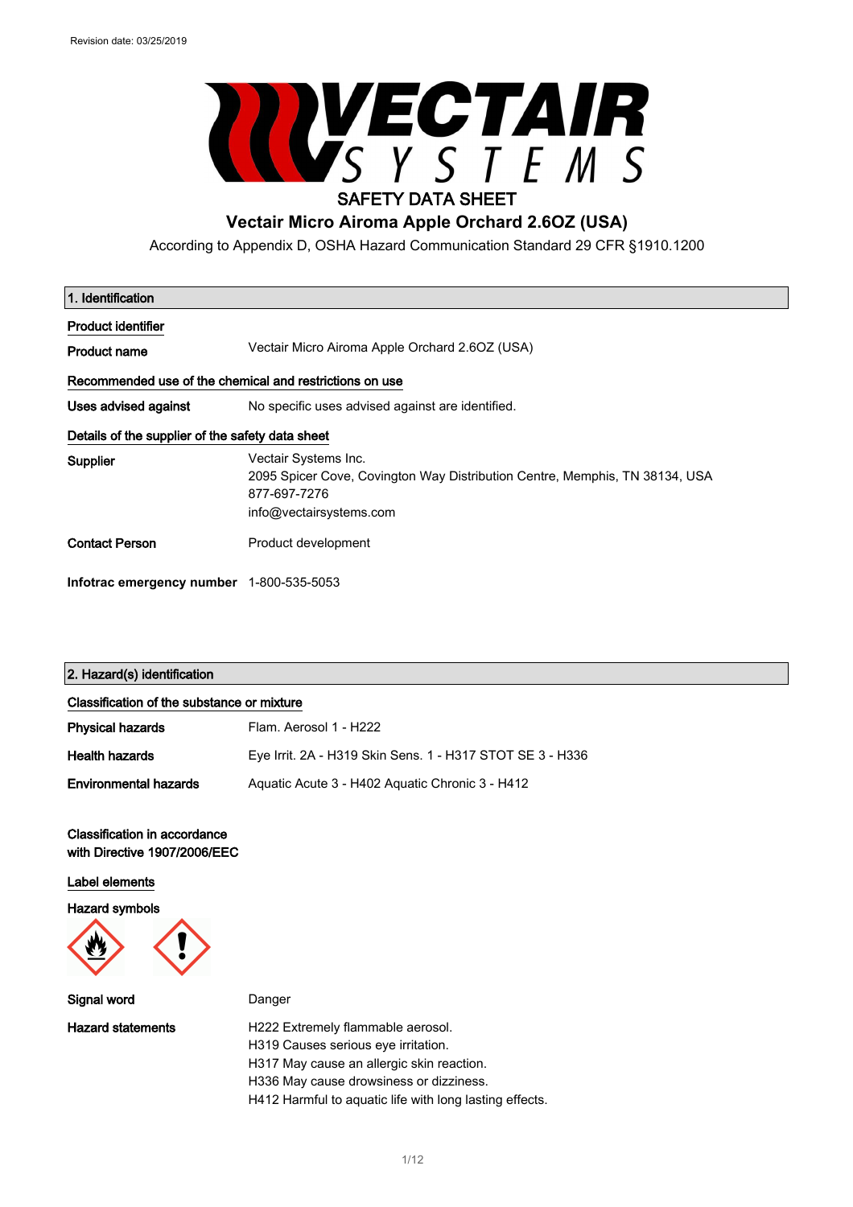Revision date: 03/25/2019

VECTAIR SYSTEMS

# SAFETY DATA SHEET

## Vectair Micro Airoma Apple Orchard 2.6OZ (USA)

According to Appendix D, OSHA Hazard Communication Standard 29 CFR §1910.1200

## 1. Identification

**Product identifier**

| | |
|---|---|
| **Product name** | Vectair Micro Airoma Apple Orchard 2.6OZ (USA) |

**Recommended use of the chemical and restrictions on use**

| | |
|---|---|
| **Uses advised against** | No specific uses advised against are identified. |

**Details of the supplier of the safety data sheet**

| | |
|---|---|
| **Supplier** | Vectair Systems Inc.<br>2095 Spicer Cove, Covington Way Distribution Centre, Memphis, TN 38134, USA<br>877-697-7276<br>info@vectairsystems.com |
| **Contact Person** | Product development |
| **Infotrac emergency number** | 1-800-535-5053 |

## 2. Hazard(s) identification

**Classification of the substance or mixture**

| | |
|---|---|
| **Physical hazards** | Flam. Aerosol 1 - H222 |
| **Health hazards** | Eye Irrit. 2A - H319 Skin Sens. 1 - H317 STOT SE 3 - H336 |
| **Environmental hazards** | Aquatic Acute 3 - H402 Aquatic Chronic 3 - H412 |

**Classification in accordance with Directive 1907/2006/EEC**

**Label elements**

**Hazard symbols**

| | |
|---|---|
| **Signal word** | Danger |
| **Hazard statements** | H222 Extremely flammable aerosol.<br>H319 Causes serious eye irritation.<br>H317 May cause an allergic skin reaction.<br>H336 May cause drowsiness or dizziness.<br>H412 Harmful to aquatic life with long lasting effects. |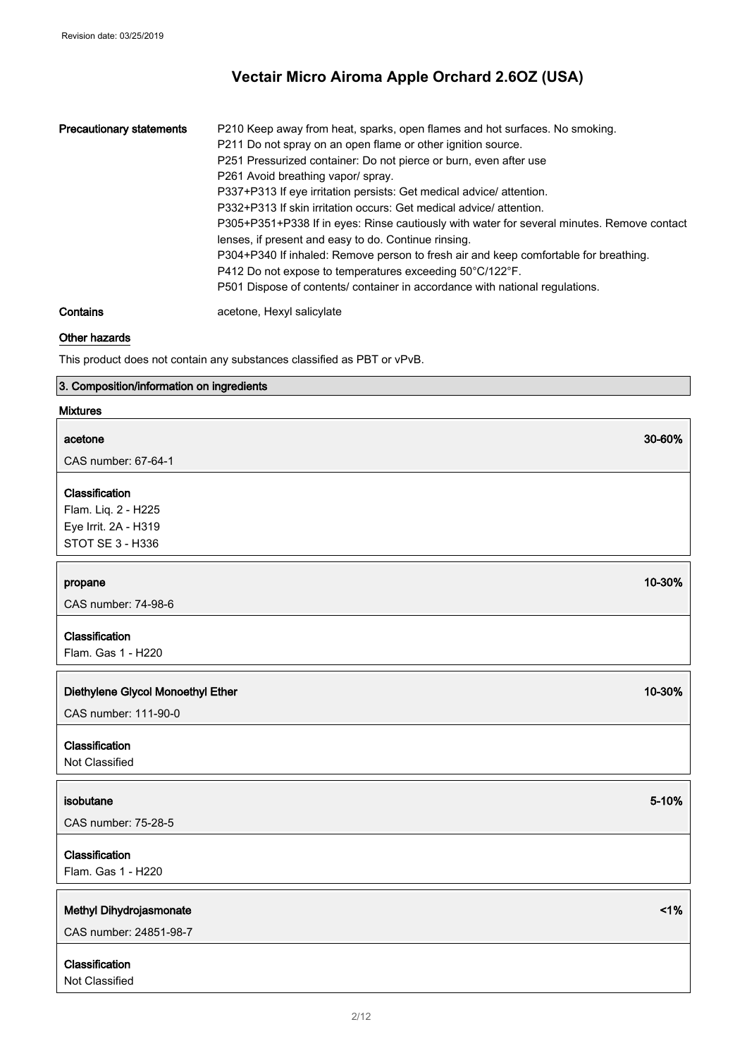| | |
|---|---|
| **Precautionary statements** | P210 Keep away from heat, sparks, open flames and hot surfaces. No smoking.<br>P211 Do not spray on an open flame or other ignition source.<br>P251 Pressurized container: Do not pierce or burn, even after use<br>P261 Avoid breathing vapor/ spray.<br>P337+P313 If eye irritation persists: Get medical advice/ attention.<br>P332+P313 If skin irritation occurs: Get medical advice/ attention.<br>P305+P351+P338 If in eyes: Rinse cautiously with water for several minutes. Remove contact lenses, if present and easy to do. Continue rinsing.<br>P304+P340 If inhaled: Remove person to fresh air and keep comfortable for breathing.<br>P412 Do not expose to temperatures exceeding 50°C/122°F.<br>P501 Dispose of contents/ container in accordance with national regulations. |
| **Contains** | acetone, Hexyl salicylate |

### Other hazards

This product does not contain any substances classified as PBT or vPvB.

## 3. Composition/information on ingredients

### Mixtures

**acetone** 30-60%

CAS number: 67-64-1

**Classification**
Flam. Liq. 2 - H225
Eye Irrit. 2A - H319
STOT SE 3 - H336

**propane** 10-30%

CAS number: 74-98-6

**Classification**
Flam. Gas 1 - H220

**Diethylene Glycol Monoethyl Ether** 10-30%

CAS number: 111-90-0

**Classification**
Not Classified

**isobutane** 5-10%

CAS number: 75-28-5

**Classification**
Flam. Gas 1 - H220

**Methyl Dihydrojasmonate** <1%

CAS number: 24851-98-7

**Classification**
Not Classified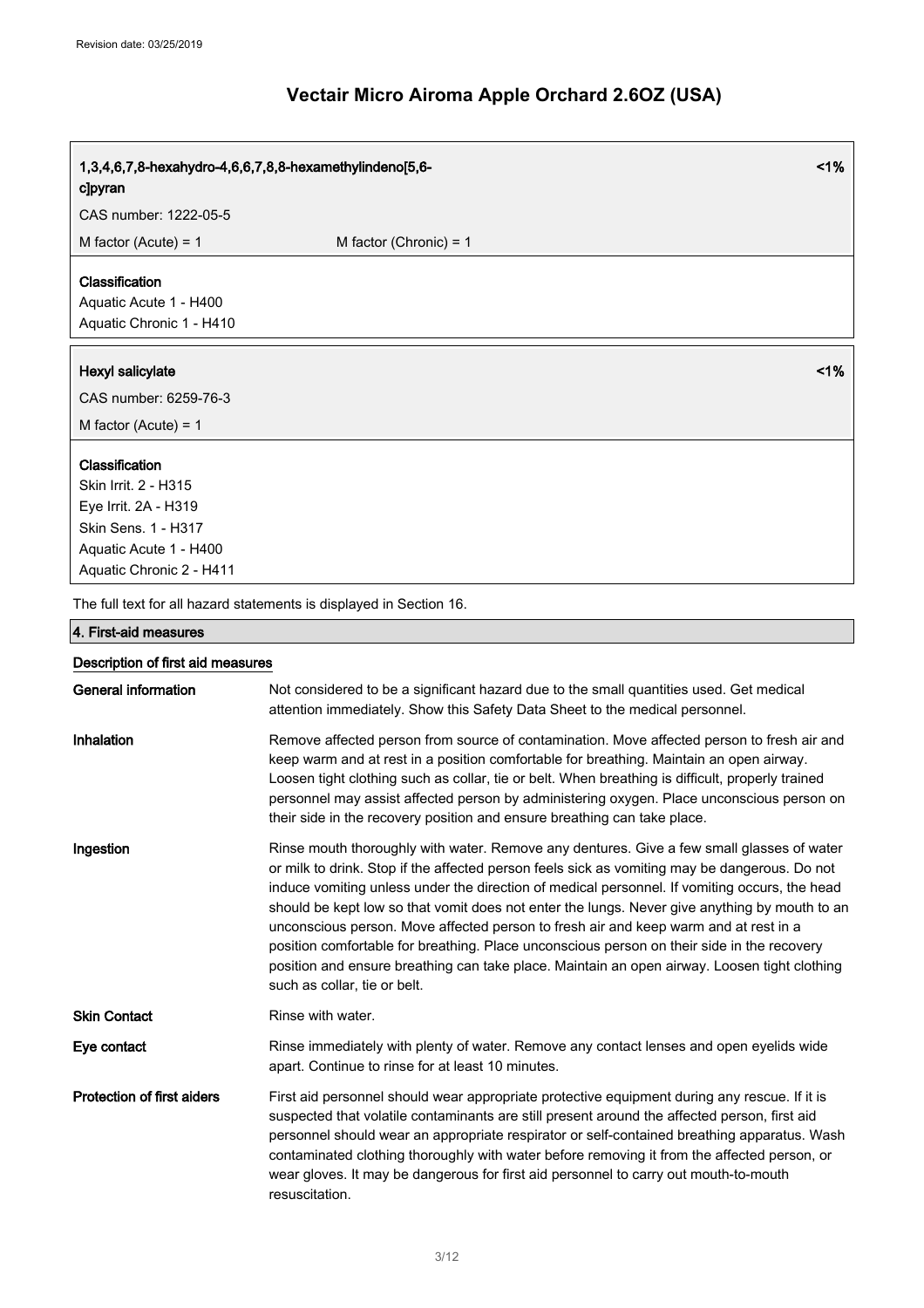| 1,3,4,6,7,8-hexahydro-4,6,6,7,8,8-hexamethylindeno[5,6-c]pyran | | <1% |
|---|---|---|
| CAS number: 1222-05-5 | | |
| M factor (Acute) = 1 | M factor (Chronic) = 1 | |

**Classification**
Aquatic Acute 1 - H400
Aquatic Chronic 1 - H410

| Hexyl salicylate | <1% |
|---|---|
| CAS number: 6259-76-3 | |
| M factor (Acute) = 1 | |

**Classification**
Skin Irrit. 2 - H315
Eye Irrit. 2A - H319
Skin Sens. 1 - H317
Aquatic Acute 1 - H400
Aquatic Chronic 2 - H411

The full text for all hazard statements is displayed in Section 16.

## 4. First-aid measures

### Description of first aid measures

**General information** Not considered to be a significant hazard due to the small quantities used. Get medical attention immediately. Show this Safety Data Sheet to the medical personnel.

**Inhalation** Remove affected person from source of contamination. Move affected person to fresh air and keep warm and at rest in a position comfortable for breathing. Maintain an open airway. Loosen tight clothing such as collar, tie or belt. When breathing is difficult, properly trained personnel may assist affected person by administering oxygen. Place unconscious person on their side in the recovery position and ensure breathing can take place.

**Ingestion** Rinse mouth thoroughly with water. Remove any dentures. Give a few small glasses of water or milk to drink. Stop if the affected person feels sick as vomiting may be dangerous. Do not induce vomiting unless under the direction of medical personnel. If vomiting occurs, the head should be kept low so that vomit does not enter the lungs. Never give anything by mouth to an unconscious person. Move affected person to fresh air and keep warm and at rest in a position comfortable for breathing. Place unconscious person on their side in the recovery position and ensure breathing can take place. Maintain an open airway. Loosen tight clothing such as collar, tie or belt.

**Skin Contact** Rinse with water.

**Eye contact** Rinse immediately with plenty of water. Remove any contact lenses and open eyelids wide apart. Continue to rinse for at least 10 minutes.

**Protection of first aiders** First aid personnel should wear appropriate protective equipment during any rescue. If it is suspected that volatile contaminants are still present around the affected person, first aid personnel should wear an appropriate respirator or self-contained breathing apparatus. Wash contaminated clothing thoroughly with water before removing it from the affected person, or wear gloves. It may be dangerous for first aid personnel to carry out mouth-to-mouth resuscitation.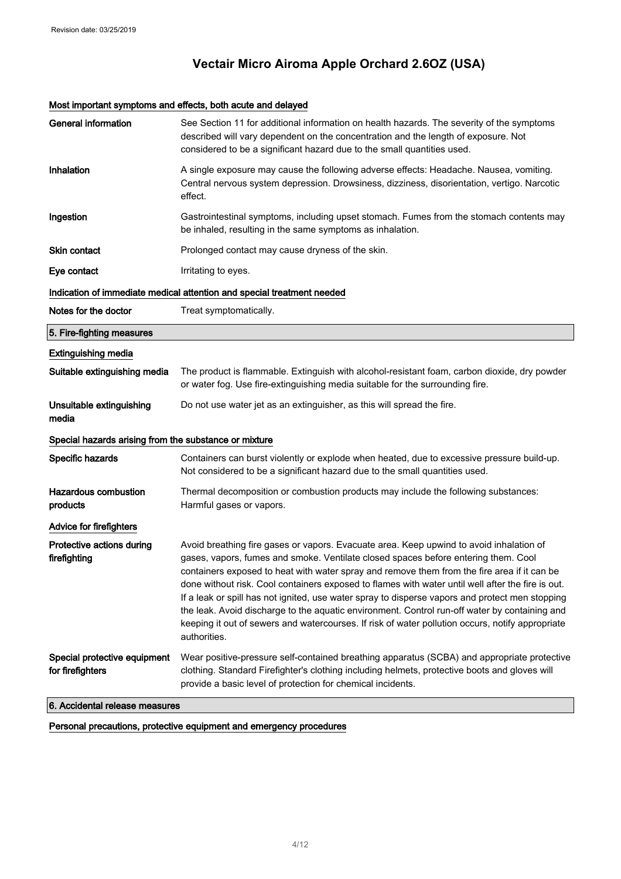Revision date: 03/25/2019

# Vectair Micro Airoma Apple Orchard 2.6OZ (USA)

### Most important symptoms and effects, both acute and delayed

| | |
|---|---|
| **General information** | See Section 11 for additional information on health hazards. The severity of the symptoms described will vary dependent on the concentration and the length of exposure. Not considered to be a significant hazard due to the small quantities used. |
| **Inhalation** | A single exposure may cause the following adverse effects: Headache. Nausea, vomiting. Central nervous system depression. Drowsiness, dizziness, disorientation, vertigo. Narcotic effect. |
| **Ingestion** | Gastrointestinal symptoms, including upset stomach. Fumes from the stomach contents may be inhaled, resulting in the same symptoms as inhalation. |
| **Skin contact** | Prolonged contact may cause dryness of the skin. |
| **Eye contact** | Irritating to eyes. |

### Indication of immediate medical attention and special treatment needed

| | |
|---|---|
| **Notes for the doctor** | Treat symptomatically. |

## 5. Fire-fighting measures

### Extinguishing media

| | |
|---|---|
| **Suitable extinguishing media** | The product is flammable. Extinguish with alcohol-resistant foam, carbon dioxide, dry powder or water fog. Use fire-extinguishing media suitable for the surrounding fire. |
| **Unsuitable extinguishing media** | Do not use water jet as an extinguisher, as this will spread the fire. |

### Special hazards arising from the substance or mixture

| | |
|---|---|
| **Specific hazards** | Containers can burst violently or explode when heated, due to excessive pressure build-up. Not considered to be a significant hazard due to the small quantities used. |
| **Hazardous combustion products** | Thermal decomposition or combustion products may include the following substances: Harmful gases or vapors. |

### Advice for firefighters

| | |
|---|---|
| **Protective actions during firefighting** | Avoid breathing fire gases or vapors. Evacuate area. Keep upwind to avoid inhalation of gases, vapors, fumes and smoke. Ventilate closed spaces before entering them. Cool containers exposed to heat with water spray and remove them from the fire area if it can be done without risk. Cool containers exposed to flames with water until well after the fire is out. If a leak or spill has not ignited, use water spray to disperse vapors and protect men stopping the leak. Avoid discharge to the aquatic environment. Control run-off water by containing and keeping it out of sewers and watercourses. If risk of water pollution occurs, notify appropriate authorities. |
| **Special protective equipment for firefighters** | Wear positive-pressure self-contained breathing apparatus (SCBA) and appropriate protective clothing. Standard Firefighter's clothing including helmets, protective boots and gloves will provide a basic level of protection for chemical incidents. |

## 6. Accidental release measures

### Personal precautions, protective equipment and emergency procedures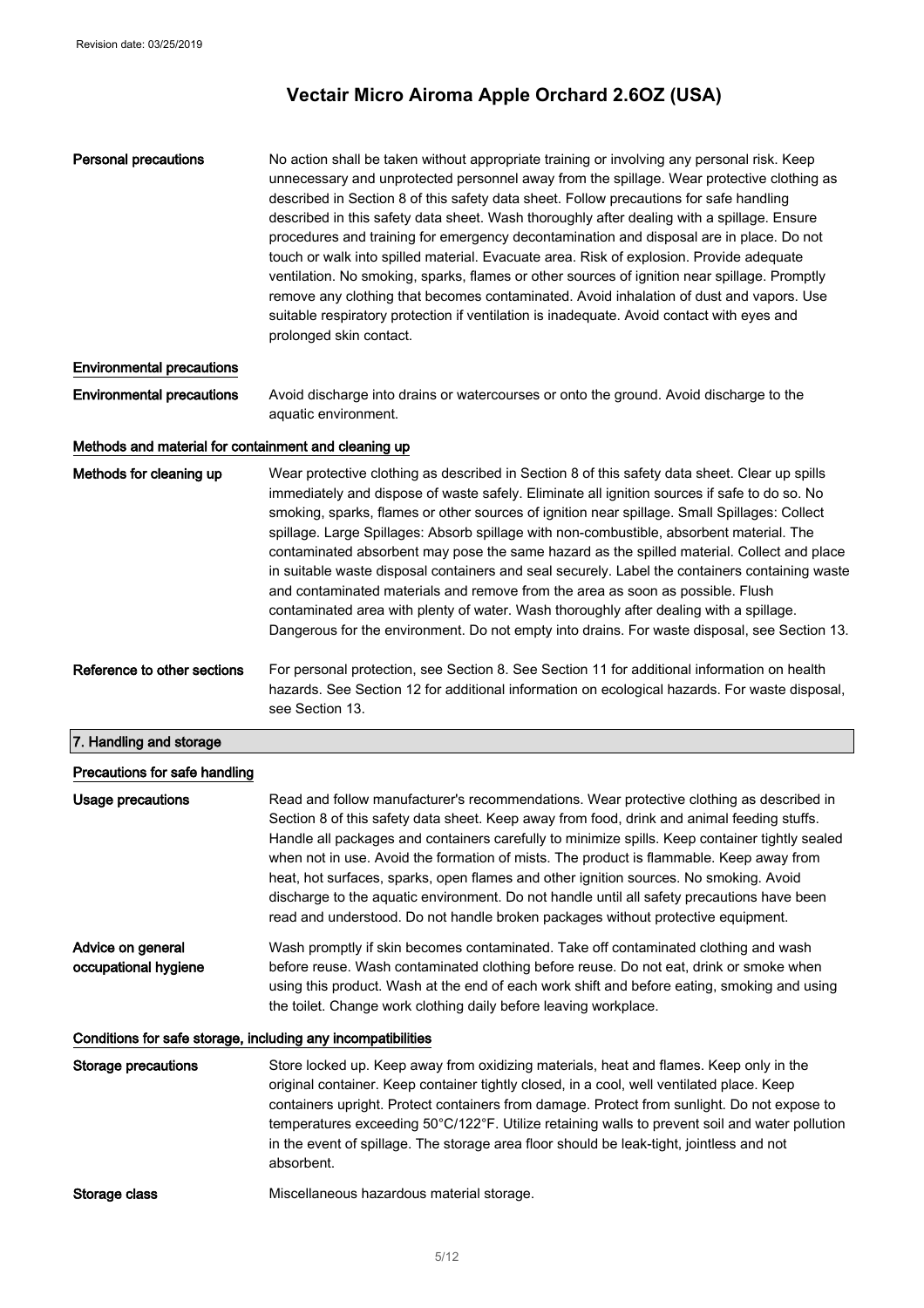| | |
|---|---|
| **Personal precautions** | No action shall be taken without appropriate training or involving any personal risk. Keep unnecessary and unprotected personnel away from the spillage. Wear protective clothing as described in Section 8 of this safety data sheet. Follow precautions for safe handling described in this safety data sheet. Wash thoroughly after dealing with a spillage. Ensure procedures and training for emergency decontamination and disposal are in place. Do not touch or walk into spilled material. Evacuate area. Risk of explosion. Provide adequate ventilation. No smoking, sparks, flames or other sources of ignition near spillage. Promptly remove any clothing that becomes contaminated. Avoid inhalation of dust and vapors. Use suitable respiratory protection if ventilation is inadequate. Avoid contact with eyes and prolonged skin contact. |

### Environmental precautions

| | |
|---|---|
| **Environmental precautions** | Avoid discharge into drains or watercourses or onto the ground. Avoid discharge to the aquatic environment. |

### Methods and material for containment and cleaning up

| | |
|---|---|
| **Methods for cleaning up** | Wear protective clothing as described in Section 8 of this safety data sheet. Clear up spills immediately and dispose of waste safely. Eliminate all ignition sources if safe to do so. No smoking, sparks, flames or other sources of ignition near spillage. Small Spillages: Collect spillage. Large Spillages: Absorb spillage with non-combustible, absorbent material. The contaminated absorbent may pose the same hazard as the spilled material. Collect and place in suitable waste disposal containers and seal securely. Label the containers containing waste and contaminated materials and remove from the area as soon as possible. Flush contaminated area with plenty of water. Wash thoroughly after dealing with a spillage. Dangerous for the environment. Do not empty into drains. For waste disposal, see Section 13. |
| **Reference to other sections** | For personal protection, see Section 8. See Section 11 for additional information on health hazards. See Section 12 for additional information on ecological hazards. For waste disposal, see Section 13. |

## 7. Handling and storage

### Precautions for safe handling

| | |
|---|---|
| **Usage precautions** | Read and follow manufacturer's recommendations. Wear protective clothing as described in Section 8 of this safety data sheet. Keep away from food, drink and animal feeding stuffs. Handle all packages and containers carefully to minimize spills. Keep container tightly sealed when not in use. Avoid the formation of mists. The product is flammable. Keep away from heat, hot surfaces, sparks, open flames and other ignition sources. No smoking. Avoid discharge to the aquatic environment. Do not handle until all safety precautions have been read and understood. Do not handle broken packages without protective equipment. |
| **Advice on general occupational hygiene** | Wash promptly if skin becomes contaminated. Take off contaminated clothing and wash before reuse. Wash contaminated clothing before reuse. Do not eat, drink or smoke when using this product. Wash at the end of each work shift and before eating, smoking and using the toilet. Change work clothing daily before leaving workplace. |

### Conditions for safe storage, including any incompatibilities

| | |
|---|---|
| **Storage precautions** | Store locked up. Keep away from oxidizing materials, heat and flames. Keep only in the original container. Keep container tightly closed, in a cool, well ventilated place. Keep containers upright. Protect containers from damage. Protect from sunlight. Do not expose to temperatures exceeding 50°C/122°F. Utilize retaining walls to prevent soil and water pollution in the event of spillage. The storage area floor should be leak-tight, jointless and not absorbent. |
| **Storage class** | Miscellaneous hazardous material storage. |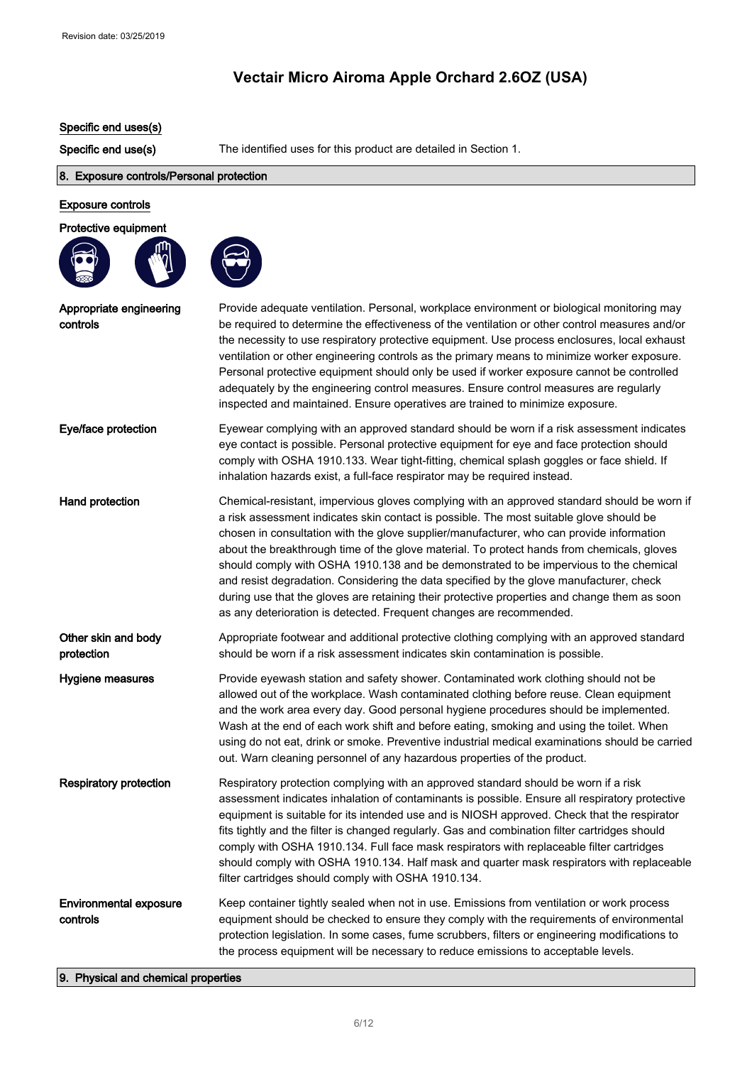# Vectair Micro Airoma Apple Orchard 2.6OZ (USA)

### Specific end uses(s)

**Specific end use(s)** The identified uses for this product are detailed in Section 1.

## 8. Exposure controls/Personal protection

### Exposure controls

### Protective equipment

**Appropriate engineering controls**
Provide adequate ventilation. Personal, workplace environment or biological monitoring may be required to determine the effectiveness of the ventilation or other control measures and/or the necessity to use respiratory protective equipment. Use process enclosures, local exhaust ventilation or other engineering controls as the primary means to minimize worker exposure. Personal protective equipment should only be used if worker exposure cannot be controlled adequately by the engineering control measures. Ensure control measures are regularly inspected and maintained. Ensure operatives are trained to minimize exposure.

**Eye/face protection**
Eyewear complying with an approved standard should be worn if a risk assessment indicates eye contact is possible. Personal protective equipment for eye and face protection should comply with OSHA 1910.133. Wear tight-fitting, chemical splash goggles or face shield. If inhalation hazards exist, a full-face respirator may be required instead.

**Hand protection**
Chemical-resistant, impervious gloves complying with an approved standard should be worn if a risk assessment indicates skin contact is possible. The most suitable glove should be chosen in consultation with the glove supplier/manufacturer, who can provide information about the breakthrough time of the glove material. To protect hands from chemicals, gloves should comply with OSHA 1910.138 and be demonstrated to be impervious to the chemical and resist degradation. Considering the data specified by the glove manufacturer, check during use that the gloves are retaining their protective properties and change them as soon as any deterioration is detected. Frequent changes are recommended.

**Other skin and body protection**
Appropriate footwear and additional protective clothing complying with an approved standard should be worn if a risk assessment indicates skin contamination is possible.

**Hygiene measures**
Provide eyewash station and safety shower. Contaminated work clothing should not be allowed out of the workplace. Wash contaminated clothing before reuse. Clean equipment and the work area every day. Good personal hygiene procedures should be implemented. Wash at the end of each work shift and before eating, smoking and using the toilet. When using do not eat, drink or smoke. Preventive industrial medical examinations should be carried out. Warn cleaning personnel of any hazardous properties of the product.

**Respiratory protection**
Respiratory protection complying with an approved standard should be worn if a risk assessment indicates inhalation of contaminants is possible. Ensure all respiratory protective equipment is suitable for its intended use and is NIOSH approved. Check that the respirator fits tightly and the filter is changed regularly. Gas and combination filter cartridges should comply with OSHA 1910.134. Full face mask respirators with replaceable filter cartridges should comply with OSHA 1910.134. Half mask and quarter mask respirators with replaceable filter cartridges should comply with OSHA 1910.134.

**Environmental exposure controls**
Keep container tightly sealed when not in use. Emissions from ventilation or work process equipment should be checked to ensure they comply with the requirements of environmental protection legislation. In some cases, fume scrubbers, filters or engineering modifications to the process equipment will be necessary to reduce emissions to acceptable levels.

## 9. Physical and chemical properties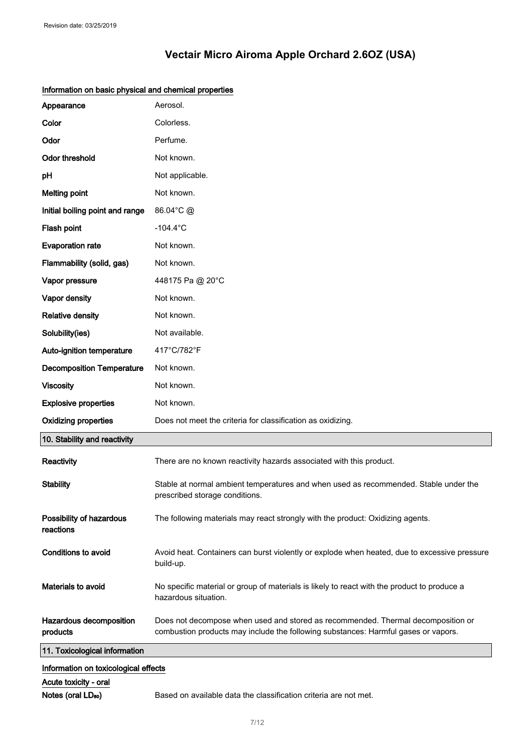# Vectair Micro Airoma Apple Orchard 2.6OZ (USA)

### Information on basic physical and chemical properties

| | |
|---|---|
| **Appearance** | Aerosol. |
| **Color** | Colorless. |
| **Odor** | Perfume. |
| **Odor threshold** | Not known. |
| **pH** | Not applicable. |
| **Melting point** | Not known. |
| **Initial boiling point and range** | 86.04°C @ |
| **Flash point** | -104.4°C |
| **Evaporation rate** | Not known. |
| **Flammability (solid, gas)** | Not known. |
| **Vapor pressure** | 448175 Pa @ 20°C |
| **Vapor density** | Not known. |
| **Relative density** | Not known. |
| **Solubility(ies)** | Not available. |
| **Auto-ignition temperature** | 417°C/782°F |
| **Decomposition Temperature** | Not known. |
| **Viscosity** | Not known. |
| **Explosive properties** | Not known. |
| **Oxidizing properties** | Does not meet the criteria for classification as oxidizing. |

## 10. Stability and reactivity

| | |
|---|---|
| **Reactivity** | There are no known reactivity hazards associated with this product. |
| **Stability** | Stable at normal ambient temperatures and when used as recommended. Stable under the prescribed storage conditions. |
| **Possibility of hazardous reactions** | The following materials may react strongly with the product: Oxidizing agents. |
| **Conditions to avoid** | Avoid heat. Containers can burst violently or explode when heated, due to excessive pressure build-up. |
| **Materials to avoid** | No specific material or group of materials is likely to react with the product to produce a hazardous situation. |
| **Hazardous decomposition products** | Does not decompose when used and stored as recommended. Thermal decomposition or combustion products may include the following substances: Harmful gases or vapors. |

## 11. Toxicological information

### Information on toxicological effects

#### Acute toxicity - oral

| | |
|---|---|
| **Notes (oral $LD_{50}$)** | Based on available data the classification criteria are not met. |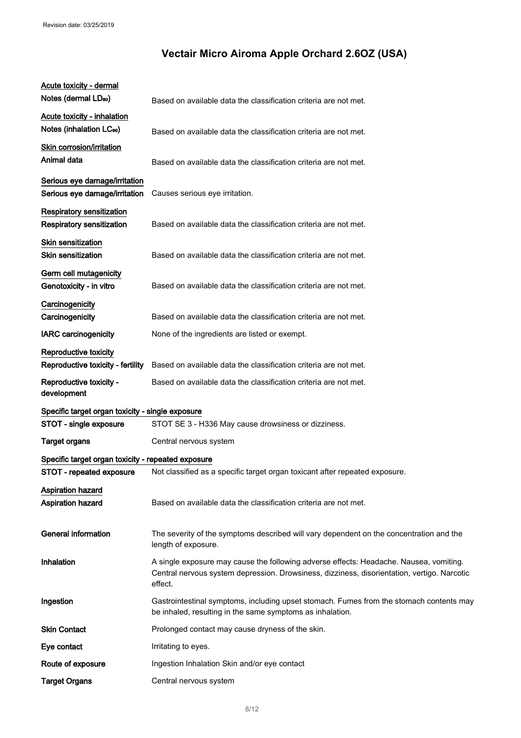Revision date: 03/25/2019

# Vectair Micro Airoma Apple Orchard 2.6OZ (USA)

**Acute toxicity - dermal**

| | |
|---|---|
| **Notes (dermal $LD_{50}$)** | Based on available data the classification criteria are not met. |

**Acute toxicity - inhalation**

| | |
|---|---|
| **Notes (inhalation $LC_{50}$)** | Based on available data the classification criteria are not met. |

**Skin corrosion/irritation**

| | |
|---|---|
| **Animal data** | Based on available data the classification criteria are not met. |

**Serious eye damage/irritation**

| | |
|---|---|
| **Serious eye damage/irritation** | Causes serious eye irritation. |

**Respiratory sensitization**

| | |
|---|---|
| **Respiratory sensitization** | Based on available data the classification criteria are not met. |

**Skin sensitization**

| | |
|---|---|
| **Skin sensitization** | Based on available data the classification criteria are not met. |

**Germ cell mutagenicity**

| | |
|---|---|
| **Genotoxicity - in vitro** | Based on available data the classification criteria are not met. |

**Carcinogenicity**

| | |
|---|---|
| **Carcinogenicity** | Based on available data the classification criteria are not met. |
| **IARC carcinogenicity** | None of the ingredients are listed or exempt. |

**Reproductive toxicity**

| | |
|---|---|
| **Reproductive toxicity - fertility** | Based on available data the classification criteria are not met. |
| **Reproductive toxicity - development** | Based on available data the classification criteria are not met. |

**Specific target organ toxicity - single exposure**

| | |
|---|---|
| **STOT - single exposure** | STOT SE 3 - H336 May cause drowsiness or dizziness. |
| **Target organs** | Central nervous system |

**Specific target organ toxicity - repeated exposure**

| | |
|---|---|
| **STOT - repeated exposure** | Not classified as a specific target organ toxicant after repeated exposure. |

**Aspiration hazard**

| | |
|---|---|
| **Aspiration hazard** | Based on available data the classification criteria are not met. |

| | |
|---|---|
| **General information** | The severity of the symptoms described will vary dependent on the concentration and the length of exposure. |
| **Inhalation** | A single exposure may cause the following adverse effects: Headache. Nausea, vomiting. Central nervous system depression. Drowsiness, dizziness, disorientation, vertigo. Narcotic effect. |
| **Ingestion** | Gastrointestinal symptoms, including upset stomach. Fumes from the stomach contents may be inhaled, resulting in the same symptoms as inhalation. |
| **Skin Contact** | Prolonged contact may cause dryness of the skin. |
| **Eye contact** | Irritating to eyes. |
| **Route of exposure** | Ingestion Inhalation Skin and/or eye contact |
| **Target Organs** | Central nervous system |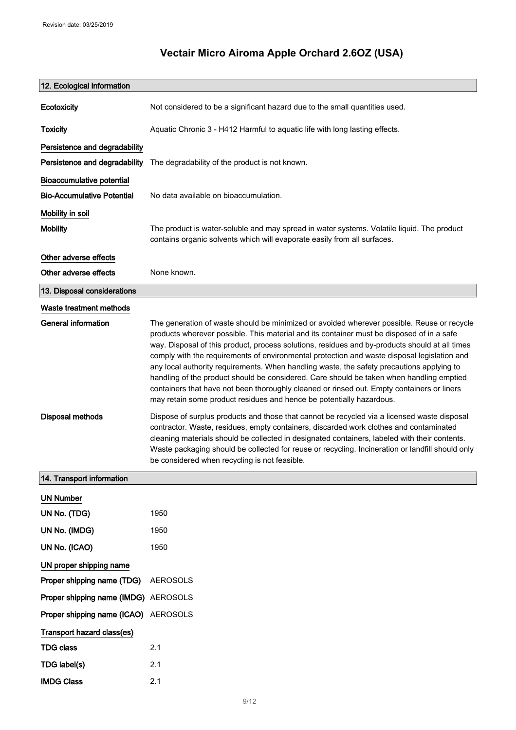## 12. Ecological information

**Ecotoxicity** Not considered to be a significant hazard due to the small quantities used.

**Toxicity** Aquatic Chronic 3 - H412 Harmful to aquatic life with long lasting effects.

### Persistence and degradability

**Persistence and degradability** The degradability of the product is not known.

### Bioaccumulative potential

**Bio-Accumulative Potential** No data available on bioaccumulation.

### Mobility in soil

**Mobility** The product is water-soluble and may spread in water systems. Volatile liquid. The product contains organic solvents which will evaporate easily from all surfaces.

### Other adverse effects

**Other adverse effects** None known.

## 13. Disposal considerations

### Waste treatment methods

**General information** The generation of waste should be minimized or avoided wherever possible. Reuse or recycle products wherever possible. This material and its container must be disposed of in a safe way. Disposal of this product, process solutions, residues and by-products should at all times comply with the requirements of environmental protection and waste disposal legislation and any local authority requirements. When handling waste, the safety precautions applying to handling of the product should be considered. Care should be taken when handling emptied containers that have not been thoroughly cleaned or rinsed out. Empty containers or liners may retain some product residues and hence be potentially hazardous.

**Disposal methods** Dispose of surplus products and those that cannot be recycled via a licensed waste disposal contractor. Waste, residues, empty containers, discarded work clothes and contaminated cleaning materials should be collected in designated containers, labeled with their contents. Waste packaging should be collected for reuse or recycling. Incineration or landfill should only be considered when recycling is not feasible.

## 14. Transport information

### UN Number

**UN No. (TDG)** 1950

**UN No. (IMDG)** 1950

**UN No. (ICAO)** 1950

### UN proper shipping name

**Proper shipping name (TDG)** AEROSOLS

**Proper shipping name (IMDG)** AEROSOLS

**Proper shipping name (ICAO)** AEROSOLS

### Transport hazard class(es)

**TDG class** 2.1

**TDG label(s)** 2.1

**IMDG Class** 2.1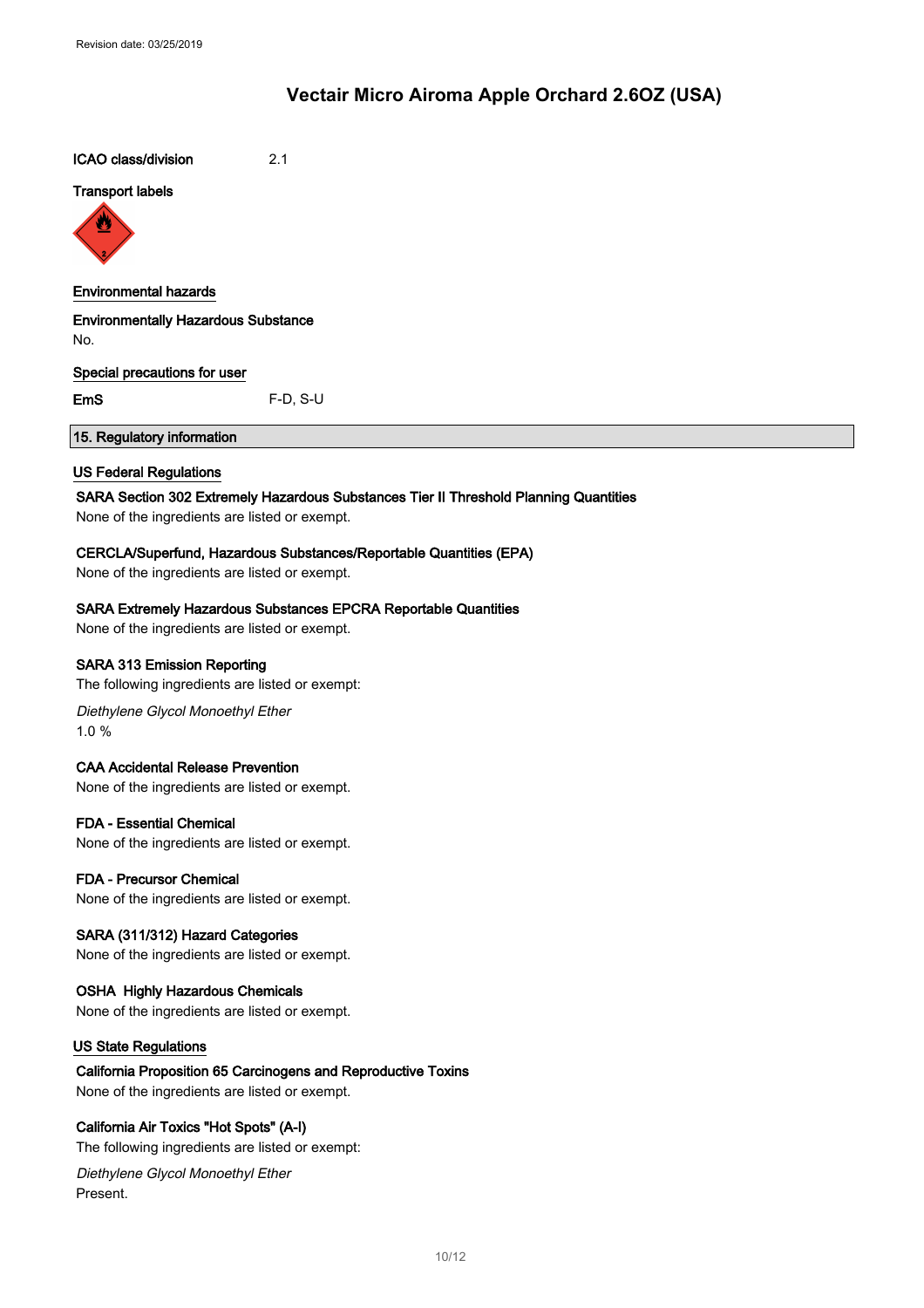ICAO class/division 2.1

**Transport labels**

**Environmental hazards**

**Environmentally Hazardous Substance**

No.

**Special precautions for user**

**EmS** F-D, S-U

## 15. Regulatory information

**US Federal Regulations**

**SARA Section 302 Extremely Hazardous Substances Tier II Threshold Planning Quantities**

None of the ingredients are listed or exempt.

**CERCLA/Superfund, Hazardous Substances/Reportable Quantities (EPA)**

None of the ingredients are listed or exempt.

**SARA Extremely Hazardous Substances EPCRA Reportable Quantities**

None of the ingredients are listed or exempt.

**SARA 313 Emission Reporting**

The following ingredients are listed or exempt:

*Diethylene Glycol Monoethyl Ether*

1.0 %

**CAA Accidental Release Prevention**

None of the ingredients are listed or exempt.

**FDA - Essential Chemical**

None of the ingredients are listed or exempt.

**FDA - Precursor Chemical**

None of the ingredients are listed or exempt.

**SARA (311/312) Hazard Categories**

None of the ingredients are listed or exempt.

**OSHA Highly Hazardous Chemicals**

None of the ingredients are listed or exempt.

**US State Regulations**

**California Proposition 65 Carcinogens and Reproductive Toxins**

None of the ingredients are listed or exempt.

**California Air Toxics "Hot Spots" (A-I)**

The following ingredients are listed or exempt:

*Diethylene Glycol Monoethyl Ether*

Present.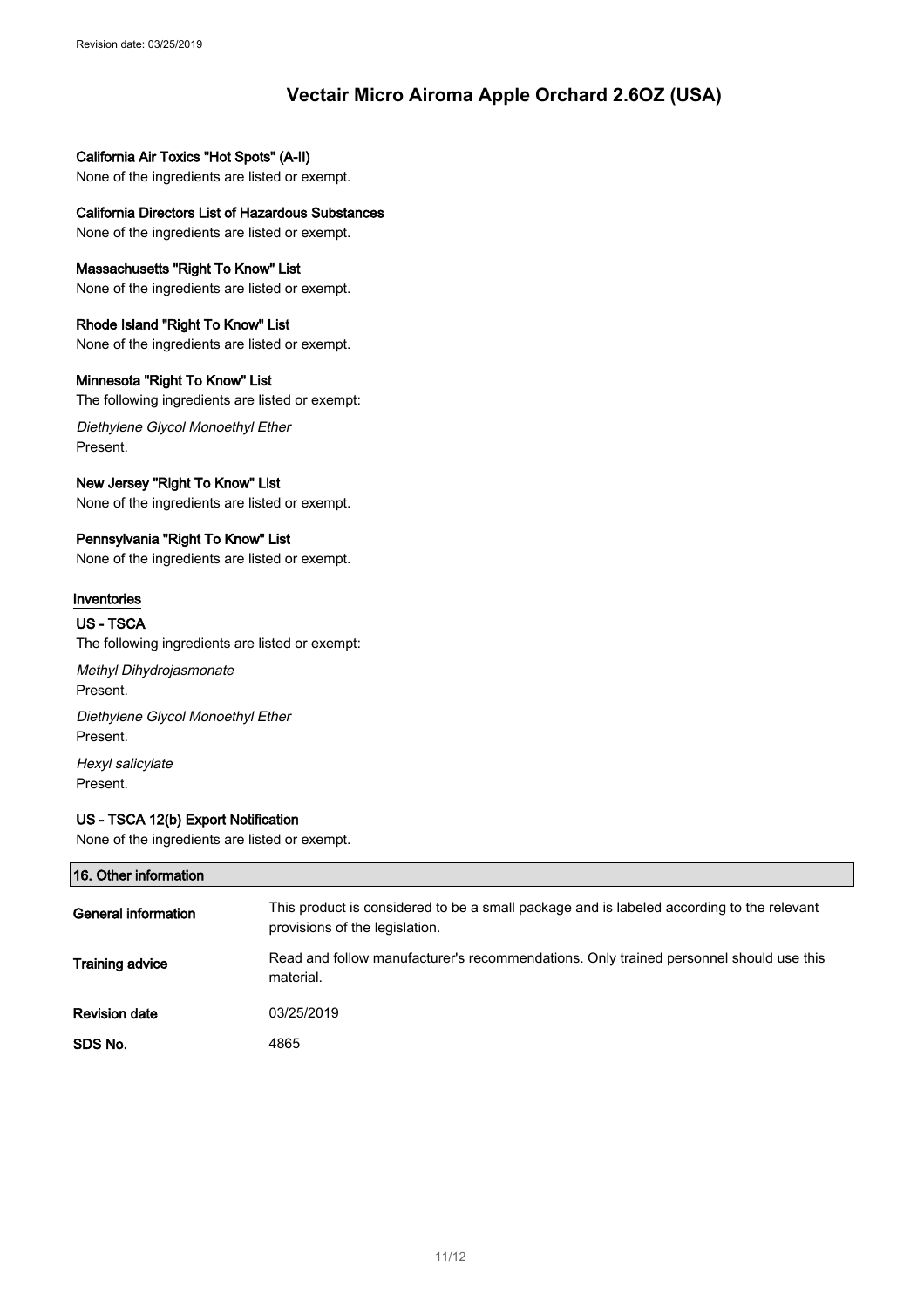**California Air Toxics "Hot Spots" (A-II)**

None of the ingredients are listed or exempt.

**California Directors List of Hazardous Substances**

None of the ingredients are listed or exempt.

**Massachusetts "Right To Know" List**

None of the ingredients are listed or exempt.

**Rhode Island "Right To Know" List**

None of the ingredients are listed or exempt.

**Minnesota "Right To Know" List**

The following ingredients are listed or exempt:

*Diethylene Glycol Monoethyl Ether*
Present.

**New Jersey "Right To Know" List**

None of the ingredients are listed or exempt.

**Pennsylvania "Right To Know" List**

None of the ingredients are listed or exempt.

### Inventories

**US - TSCA**

The following ingredients are listed or exempt:

*Methyl Dihydrojasmonate*
Present.

*Diethylene Glycol Monoethyl Ether*
Present.

*Hexyl salicylate*
Present.

**US - TSCA 12(b) Export Notification**

None of the ingredients are listed or exempt.

## 16. Other information

| | |
|---|---|
| **General information** | This product is considered to be a small package and is labeled according to the relevant provisions of the legislation. |
| **Training advice** | Read and follow manufacturer's recommendations. Only trained personnel should use this material. |
| **Revision date** | 03/25/2019 |
| **SDS No.** | 4865 |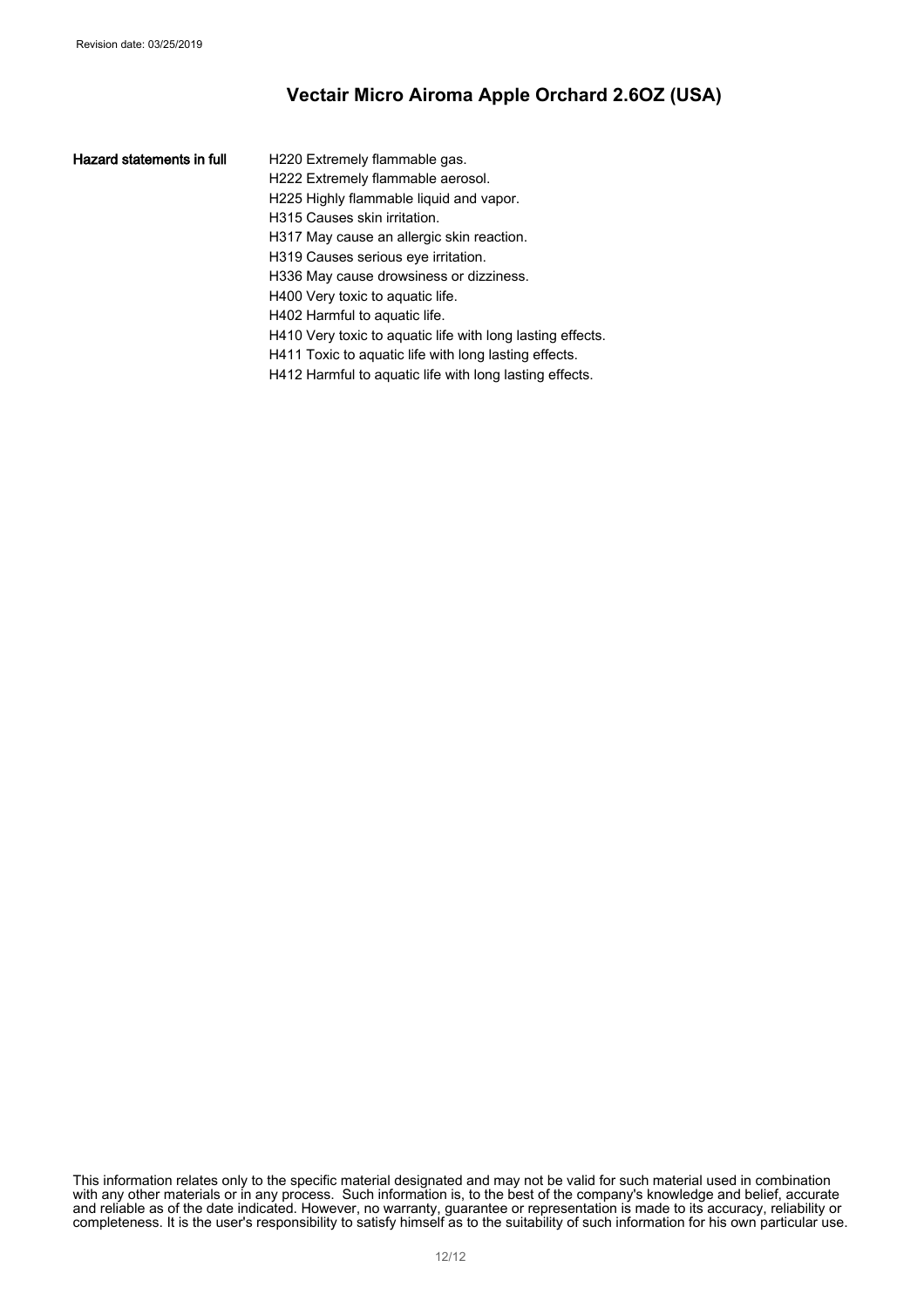**Hazard statements in full**

H220 Extremely flammable gas.
H222 Extremely flammable aerosol.
H225 Highly flammable liquid and vapor.
H315 Causes skin irritation.
H317 May cause an allergic skin reaction.
H319 Causes serious eye irritation.
H336 May cause drowsiness or dizziness.
H400 Very toxic to aquatic life.
H402 Harmful to aquatic life.
H410 Very toxic to aquatic life with long lasting effects.
H411 Toxic to aquatic life with long lasting effects.
H412 Harmful to aquatic life with long lasting effects.

This information relates only to the specific material designated and may not be valid for such material used in combination with any other materials or in any process. Such information is, to the best of the company's knowledge and belief, accurate and reliable as of the date indicated. However, no warranty, guarantee or representation is made to its accuracy, reliability or completeness. It is the user's responsibility to satisfy himself as to the suitability of such information for his own particular use.